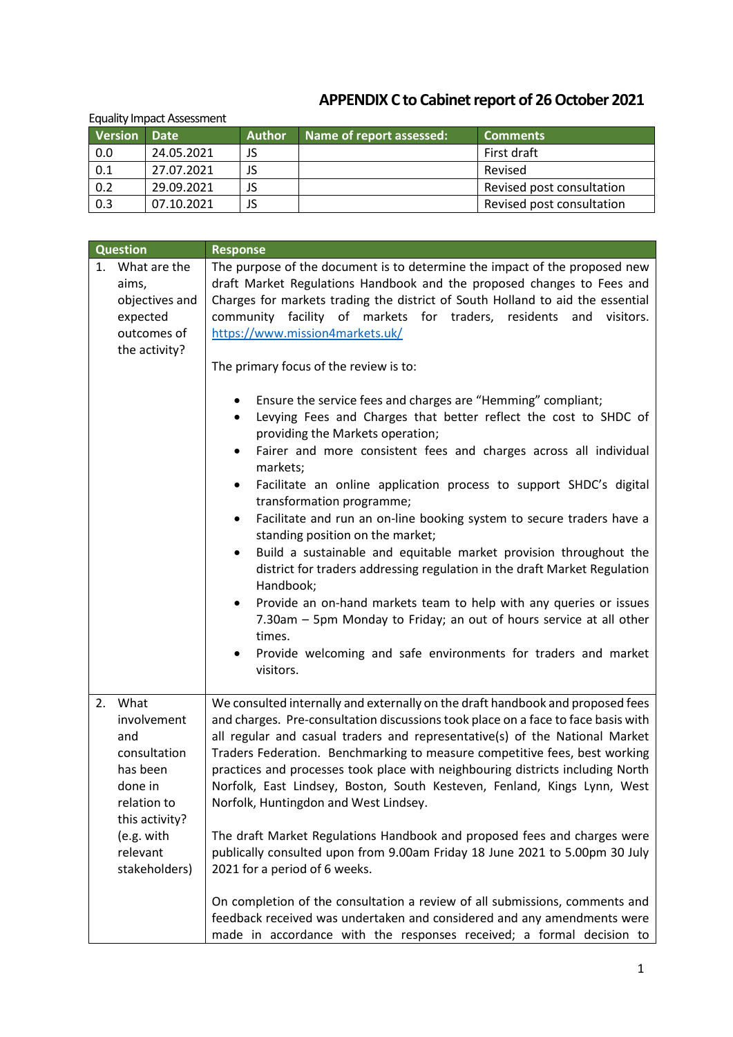# APPENDIX C to Cabinet report of 26 October 2021

Equality Impact Assessment

| Version | Date | Author | Name of report assessed: | Comments |
|---|---|---|---|---|
| 0.0 | 24.05.2021 | JS | | First draft |
| 0.1 | 27.07.2021 | JS | | Revised |
| 0.2 | 29.09.2021 | JS | | Revised post consultation |
| 0.3 | 07.10.2021 | JS | | Revised post consultation |

| Question | Response |
|---|---|
| 1. What are the aims, objectives and expected outcomes of the activity? | The purpose of the document is to determine the impact of the proposed new draft Market Regulations Handbook and the proposed changes to Fees and Charges for markets trading the district of South Holland to aid the essential community facility of markets for traders, residents and visitors. https://www.mission4markets.uk/<br><br>The primary focus of the review is to:<br><br>• Ensure the service fees and charges are "Hemming" compliant;<br>• Levying Fees and Charges that better reflect the cost to SHDC of providing the Markets operation;<br>• Fairer and more consistent fees and charges across all individual markets;<br>• Facilitate an online application process to support SHDC's digital transformation programme;<br>• Facilitate and run an on-line booking system to secure traders have a standing position on the market;<br>• Build a sustainable and equitable market provision throughout the district for traders addressing regulation in the draft Market Regulation Handbook;<br>• Provide an on-hand markets team to help with any queries or issues 7.30am – 5pm Monday to Friday; an out of hours service at all other times.<br>• Provide welcoming and safe environments for traders and market visitors. |
| 2. What involvement and consultation has been done in relation to this activity? (e.g. with relevant stakeholders) | We consulted internally and externally on the draft handbook and proposed fees and charges. Pre-consultation discussions took place on a face to face basis with all regular and casual traders and representative(s) of the National Market Traders Federation. Benchmarking to measure competitive fees, best working practices and processes took place with neighbouring districts including North Norfolk, East Lindsey, Boston, South Kesteven, Fenland, Kings Lynn, West Norfolk, Huntingdon and West Lindsey.<br><br>The draft Market Regulations Handbook and proposed fees and charges were publically consulted upon from 9.00am Friday 18 June 2021 to 5.00pm 30 July 2021 for a period of 6 weeks.<br><br>On completion of the consultation a review of all submissions, comments and feedback received was undertaken and considered and any amendments were made in accordance with the responses received; a formal decision to |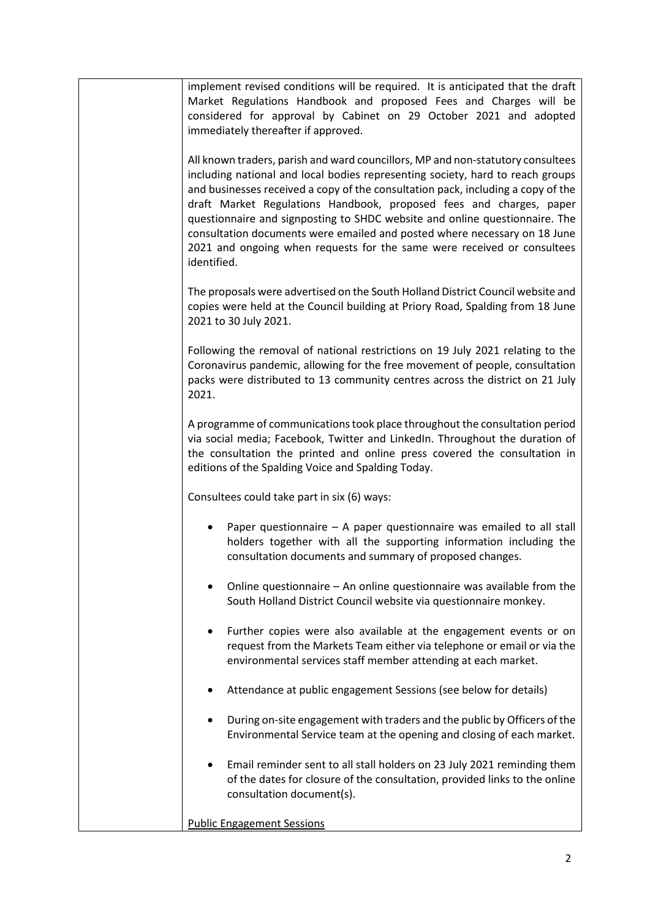| | |
|---|---|
| | implement revised conditions will be required. It is anticipated that the draft Market Regulations Handbook and proposed Fees and Charges will be considered for approval by Cabinet on 29 October 2021 and adopted immediately thereafter if approved.<br><br>All known traders, parish and ward councillors, MP and non-statutory consultees including national and local bodies representing society, hard to reach groups and businesses received a copy of the consultation pack, including a copy of the draft Market Regulations Handbook, proposed fees and charges, paper questionnaire and signposting to SHDC website and online questionnaire. The consultation documents were emailed and posted where necessary on 18 June 2021 and ongoing when requests for the same were received or consultees identified.<br><br>The proposals were advertised on the South Holland District Council website and copies were held at the Council building at Priory Road, Spalding from 18 June 2021 to 30 July 2021.<br><br>Following the removal of national restrictions on 19 July 2021 relating to the Coronavirus pandemic, allowing for the free movement of people, consultation packs were distributed to 13 community centres across the district on 21 July 2021.<br><br>A programme of communications took place throughout the consultation period via social media; Facebook, Twitter and LinkedIn. Throughout the duration of the consultation the printed and online press covered the consultation in editions of the Spalding Voice and Spalding Today.<br><br>Consultees could take part in six (6) ways:<br><br>• Paper questionnaire – A paper questionnaire was emailed to all stall holders together with all the supporting information including the consultation documents and summary of proposed changes.<br><br>• Online questionnaire – An online questionnaire was available from the South Holland District Council website via questionnaire monkey.<br><br>• Further copies were also available at the engagement events or on request from the Markets Team either via telephone or email or via the environmental services staff member attending at each market.<br><br>• Attendance at public engagement Sessions (see below for details)<br><br>• During on-site engagement with traders and the public by Officers of the Environmental Service team at the opening and closing of each market.<br><br>• Email reminder sent to all stall holders on 23 July 2021 reminding them of the dates for closure of the consultation, provided links to the online consultation document(s).<br><br><u>Public Engagement Sessions</u> |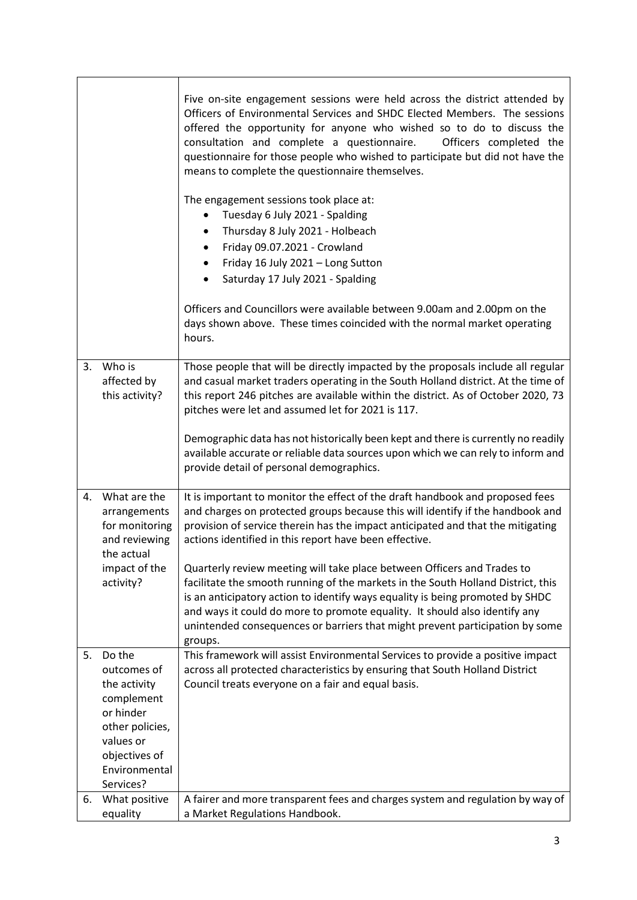| | | |
|---|---|---|
| | | Five on-site engagement sessions were held across the district attended by Officers of Environmental Services and SHDC Elected Members. The sessions offered the opportunity for anyone who wished so to do to discuss the consultation and complete a questionnaire. Officers completed the questionnaire for those people who wished to participate but did not have the means to complete the questionnaire themselves.<br><br>The engagement sessions took place at:<br>• Tuesday 6 July 2021 - Spalding<br>• Thursday 8 July 2021 - Holbeach<br>• Friday 09.07.2021 - Crowland<br>• Friday 16 July 2021 – Long Sutton<br>• Saturday 17 July 2021 - Spalding<br><br>Officers and Councillors were available between 9.00am and 2.00pm on the days shown above. These times coincided with the normal market operating hours. |
| 3. | Who is affected by this activity? | Those people that will be directly impacted by the proposals include all regular and casual market traders operating in the South Holland district. At the time of this report 246 pitches are available within the district. As of October 2020, 73 pitches were let and assumed let for 2021 is 117.<br><br>Demographic data has not historically been kept and there is currently no readily available accurate or reliable data sources upon which we can rely to inform and provide detail of personal demographics. |
| 4. | What are the arrangements for monitoring and reviewing the actual impact of the activity? | It is important to monitor the effect of the draft handbook and proposed fees and charges on protected groups because this will identify if the handbook and provision of service therein has the impact anticipated and that the mitigating actions identified in this report have been effective.<br><br>Quarterly review meeting will take place between Officers and Trades to facilitate the smooth running of the markets in the South Holland District, this is an anticipatory action to identify ways equality is being promoted by SHDC and ways it could do more to promote equality. It should also identify any unintended consequences or barriers that might prevent participation by some groups. |
| 5. | Do the outcomes of the activity complement or hinder other policies, values or objectives of Environmental Services? | This framework will assist Environmental Services to provide a positive impact across all protected characteristics by ensuring that South Holland District Council treats everyone on a fair and equal basis. |
| 6. | What positive equality | A fairer and more transparent fees and charges system and regulation by way of a Market Regulations Handbook. |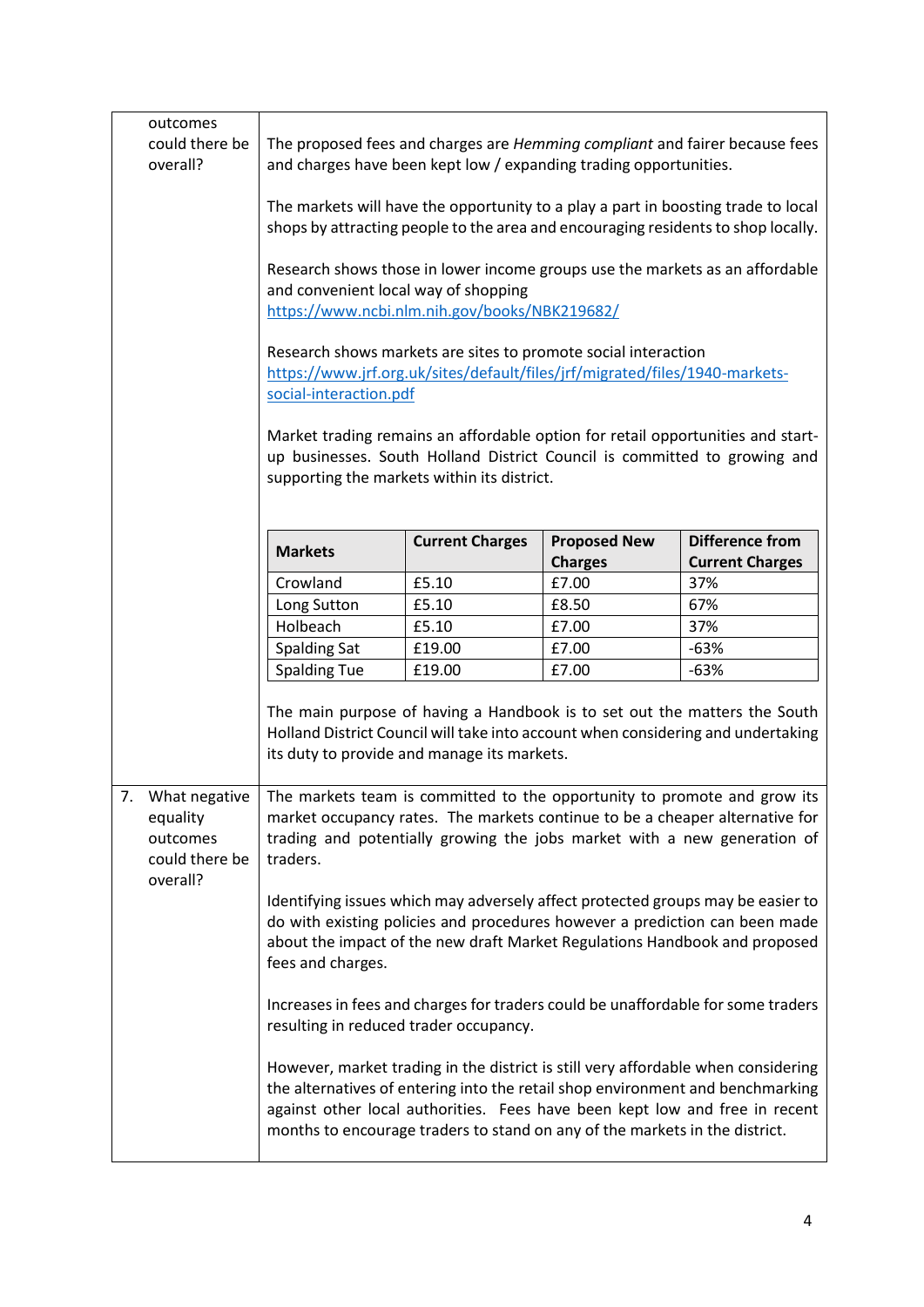| | |
|---|---|
| outcomes could there be overall? | The proposed fees and charges are *Hemming compliant* and fairer because fees and charges have been kept low / expanding trading opportunities.<br><br>The markets will have the opportunity to a play a part in boosting trade to local shops by attracting people to the area and encouraging residents to shop locally.<br><br>Research shows those in lower income groups use the markets as an affordable and convenient local way of shopping https://www.ncbi.nlm.nih.gov/books/NBK219682/<br><br>Research shows markets are sites to promote social interaction https://www.jrf.org.uk/sites/default/files/jrf/migrated/files/1940-markets-social-interaction.pdf<br><br>Market trading remains an affordable option for retail opportunities and start-up businesses. South Holland District Council is committed to growing and supporting the markets within its district. |

| Markets | Current Charges | Proposed New Charges | Difference from Current Charges |
|---|---|---|---|
| Crowland | £5.10 | £7.00 | 37% |
| Long Sutton | £5.10 | £8.50 | 67% |
| Holbeach | £5.10 | £7.00 | 37% |
| Spalding Sat | £19.00 | £7.00 | -63% |
| Spalding Tue | £19.00 | £7.00 | -63% |

| | |
|---|---|
| | The main purpose of having a Handbook is to set out the matters the South Holland District Council will take into account when considering and undertaking its duty to provide and manage its markets. |
| 7. What negative equality outcomes could there be overall? | The markets team is committed to the opportunity to promote and grow its market occupancy rates. The markets continue to be a cheaper alternative for trading and potentially growing the jobs market with a new generation of traders.<br><br>Identifying issues which may adversely affect protected groups may be easier to do with existing policies and procedures however a prediction can been made about the impact of the new draft Market Regulations Handbook and proposed fees and charges.<br><br>Increases in fees and charges for traders could be unaffordable for some traders resulting in reduced trader occupancy.<br><br>However, market trading in the district is still very affordable when considering the alternatives of entering into the retail shop environment and benchmarking against other local authorities. Fees have been kept low and free in recent months to encourage traders to stand on any of the markets in the district. |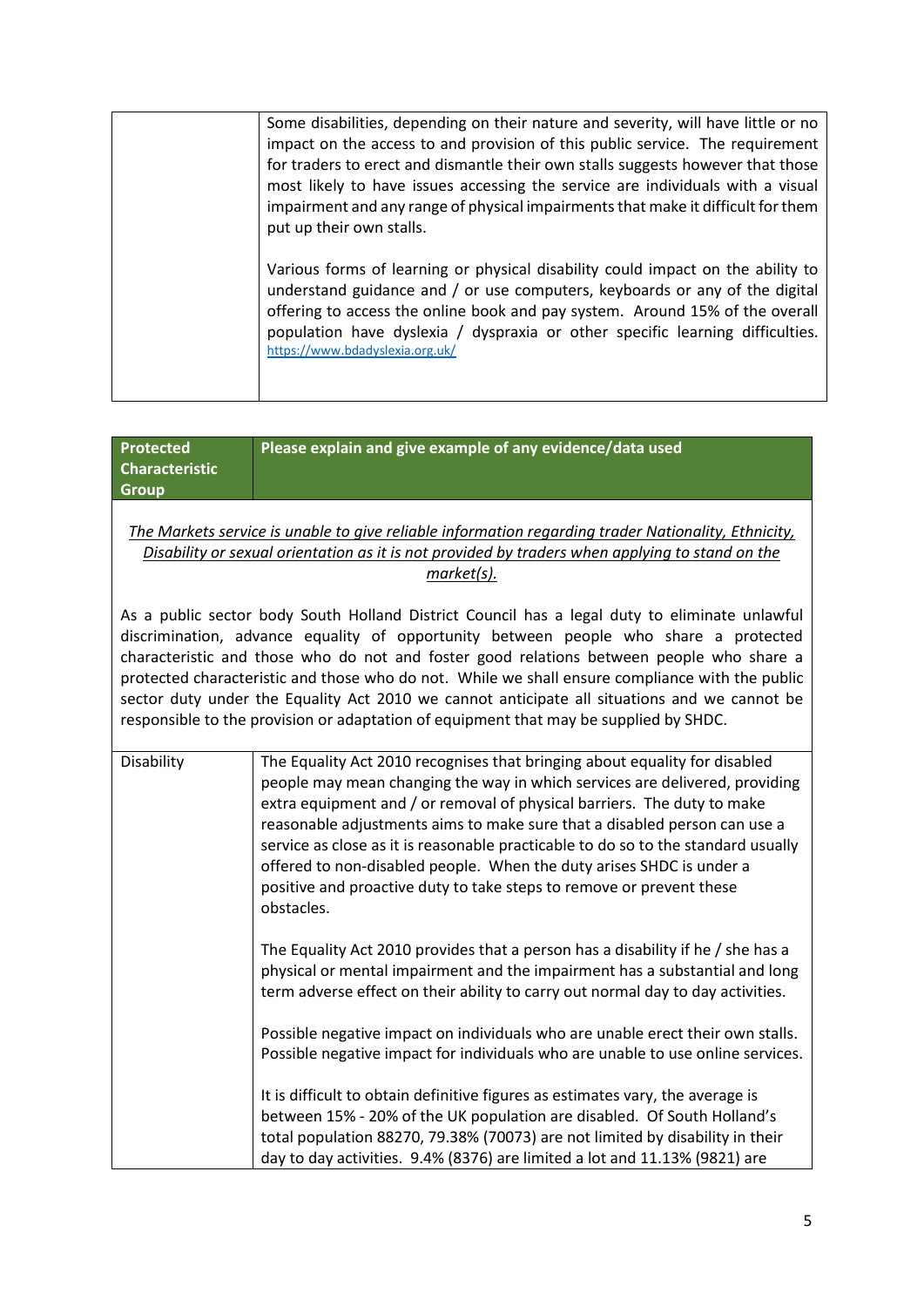| | |
|---|---|
| | Some disabilities, depending on their nature and severity, will have little or no impact on the access to and provision of this public service. The requirement for traders to erect and dismantle their own stalls suggests however that those most likely to have issues accessing the service are individuals with a visual impairment and any range of physical impairments that make it difficult for them put up their own stalls.<br><br>Various forms of learning or physical disability could impact on the ability to understand guidance and / or use computers, keyboards or any of the digital offering to access the online book and pay system. Around 15% of the overall population have dyslexia / dyspraxia or other specific learning difficulties. https://www.bdadyslexia.org.uk/ |

| **Protected Characteristic Group** | **Please explain and give example of any evidence/data used** |
|---|---|
| *The Markets service is unable to give reliable information regarding trader Nationality, Ethnicity, Disability or sexual orientation as it is not provided by traders when applying to stand on the market(s).*<br><br>As a public sector body South Holland District Council has a legal duty to eliminate unlawful discrimination, advance equality of opportunity between people who share a protected characteristic and those who do not and foster good relations between people who share a protected characteristic and those who do not. While we shall ensure compliance with the public sector duty under the Equality Act 2010 we cannot anticipate all situations and we cannot be responsible to the provision or adaptation of equipment that may be supplied by SHDC. | |
| Disability | The Equality Act 2010 recognises that bringing about equality for disabled people may mean changing the way in which services are delivered, providing extra equipment and / or removal of physical barriers. The duty to make reasonable adjustments aims to make sure that a disabled person can use a service as close as it is reasonable practicable to do so to the standard usually offered to non-disabled people. When the duty arises SHDC is under a positive and proactive duty to take steps to remove or prevent these obstacles.<br><br>The Equality Act 2010 provides that a person has a disability if he / she has a physical or mental impairment and the impairment has a substantial and long term adverse effect on their ability to carry out normal day to day activities.<br><br>Possible negative impact on individuals who are unable erect their own stalls. Possible negative impact for individuals who are unable to use online services.<br><br>It is difficult to obtain definitive figures as estimates vary, the average is between 15% - 20% of the UK population are disabled. Of South Holland's total population 88270, 79.38% (70073) are not limited by disability in their day to day activities. 9.4% (8376) are limited a lot and 11.13% (9821) are |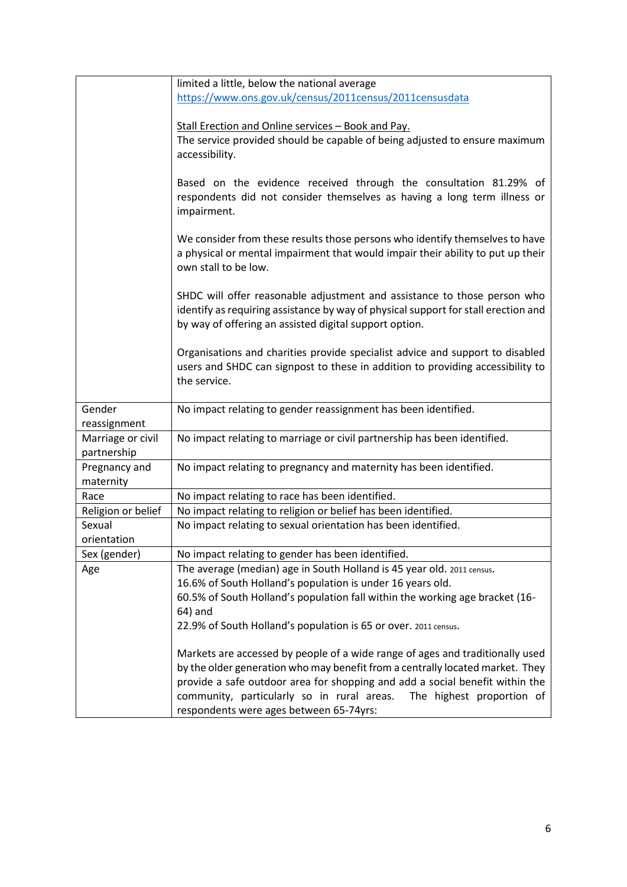| | |
|---|---|
| | limited a little, below the national average https://www.ons.gov.uk/census/2011census/2011censusdata<br><br>Stall Erection and Online services – Book and Pay.<br>The service provided should be capable of being adjusted to ensure maximum accessibility.<br><br>Based on the evidence received through the consultation 81.29% of respondents did not consider themselves as having a long term illness or impairment.<br><br>We consider from these results those persons who identify themselves to have a physical or mental impairment that would impair their ability to put up their own stall to be low.<br><br>SHDC will offer reasonable adjustment and assistance to those person who identify as requiring assistance by way of physical support for stall erection and by way of offering an assisted digital support option.<br><br>Organisations and charities provide specialist advice and support to disabled users and SHDC can signpost to these in addition to providing accessibility to the service. |
| Gender reassignment | No impact relating to gender reassignment has been identified. |
| Marriage or civil partnership | No impact relating to marriage or civil partnership has been identified. |
| Pregnancy and maternity | No impact relating to pregnancy and maternity has been identified. |
| Race | No impact relating to race has been identified. |
| Religion or belief | No impact relating to religion or belief has been identified. |
| Sexual orientation | No impact relating to sexual orientation has been identified. |
| Sex (gender) | No impact relating to gender has been identified. |
| Age | The average (median) age in South Holland is 45 year old. 2011 census.<br>16.6% of South Holland's population is under 16 years old.<br>60.5% of South Holland's population fall within the working age bracket (16-64) and<br>22.9% of South Holland's population is 65 or over. 2011 census.<br><br>Markets are accessed by people of a wide range of ages and traditionally used by the older generation who may benefit from a centrally located market. They provide a safe outdoor area for shopping and add a social benefit within the community, particularly so in rural areas. The highest proportion of respondents were ages between 65-74yrs: |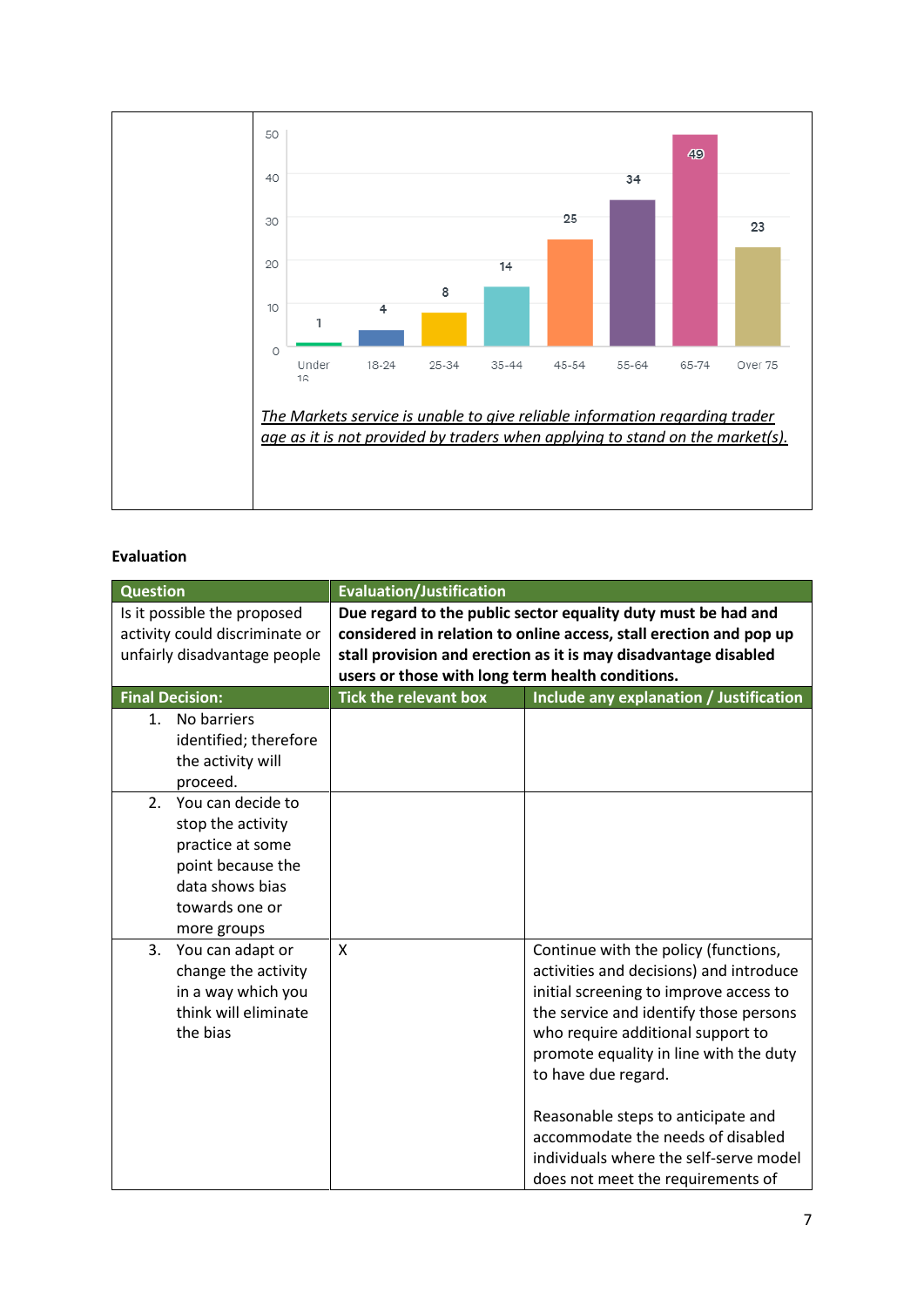| | |
|---|---|
| | 50<br>40<br>30<br>20<br>10<br>0<br>1 4 8 14 25 34 49 23<br>Under 18 18-24 25-34 35-44 45-54 55-64 65-74 Over 75<br><br>*The Markets service is unable to give reliable information regarding trader age as it is not provided by traders when applying to stand on the market(s).* |

**Evaluation**

| Question | Evaluation/Justification | |
|---|---|---|
| Is it possible the proposed activity could discriminate or unfairly disadvantage people | **Due regard to the public sector equality duty must be had and considered in relation to online access, stall erection and pop up stall provision and erection as it is may disadvantage disabled users or those with long term health conditions.** | |
| **Final Decision:** | **Tick the relevant box** | **Include any explanation / Justification** |
| 1. No barriers identified; therefore the activity will proceed. | | |
| 2. You can decide to stop the activity practice at some point because the data shows bias towards one or more groups | | |
| 3. You can adapt or change the activity in a way which you think will eliminate the bias | X | Continue with the policy (functions, activities and decisions) and introduce initial screening to improve access to the service and identify those persons who require additional support to promote equality in line with the duty to have due regard.<br><br>Reasonable steps to anticipate and accommodate the needs of disabled individuals where the self-serve model does not meet the requirements of |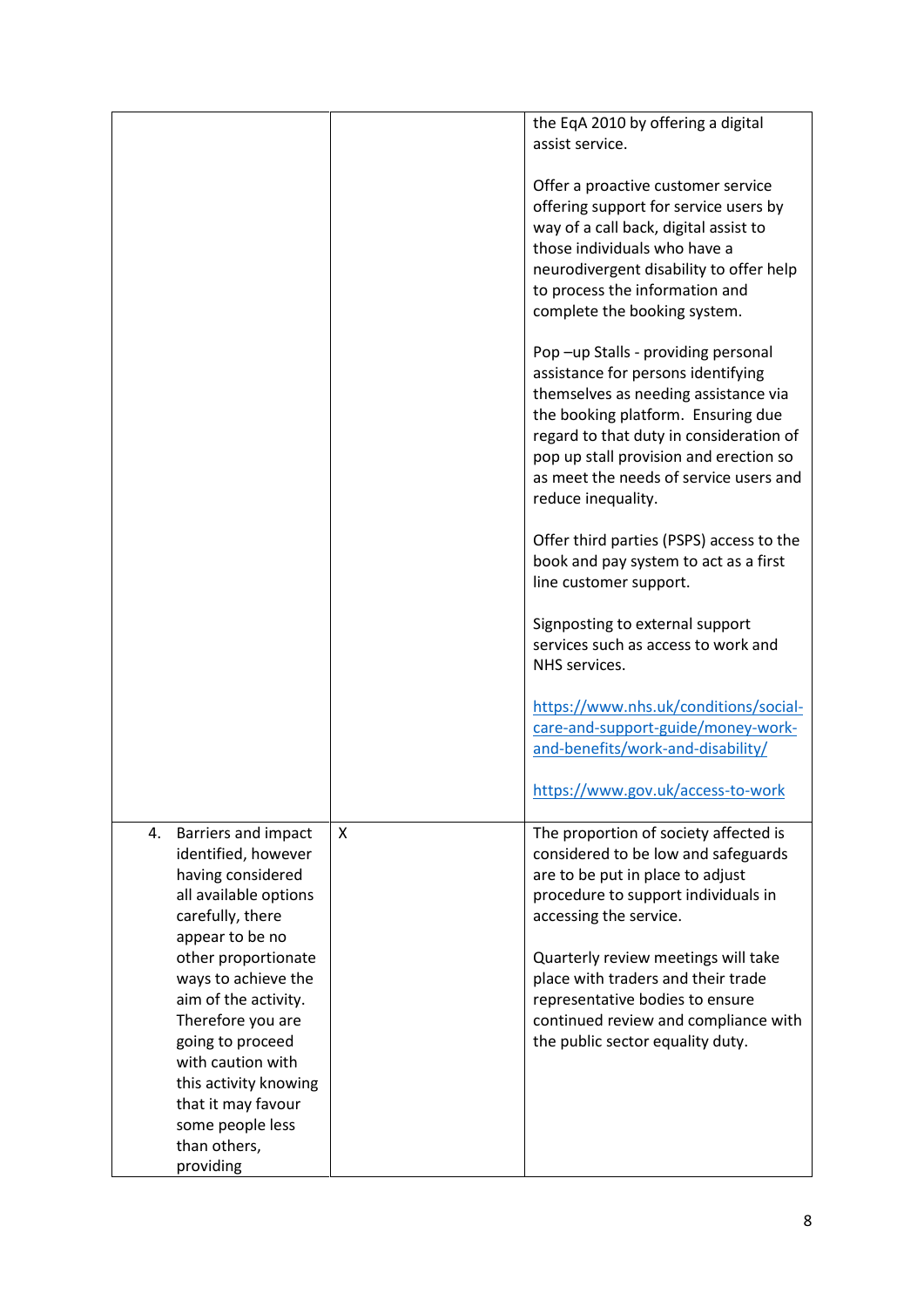| | | |
|---|---|---|
| | | the EqA 2010 by offering a digital assist service.<br><br>Offer a proactive customer service offering support for service users by way of a call back, digital assist to those individuals who have a neurodivergent disability to offer help to process the information and complete the booking system.<br><br>Pop –up Stalls - providing personal assistance for persons identifying themselves as needing assistance via the booking platform. Ensuring due regard to that duty in consideration of pop up stall provision and erection so as meet the needs of service users and reduce inequality.<br><br>Offer third parties (PSPS) access to the book and pay system to act as a first line customer support.<br><br>Signposting to external support services such as access to work and NHS services.<br><br>https://www.nhs.uk/conditions/social-care-and-support-guide/money-work-and-benefits/work-and-disability/<br><br>https://www.gov.uk/access-to-work |
| 4. Barriers and impact identified, however having considered all available options carefully, there appear to be no other proportionate ways to achieve the aim of the activity. Therefore you are going to proceed with caution with this activity knowing that it may favour some people less than others, providing | X | The proportion of society affected is considered to be low and safeguards are to be put in place to adjust procedure to support individuals in accessing the service.<br><br>Quarterly review meetings will take place with traders and their trade representative bodies to ensure continued review and compliance with the public sector equality duty. |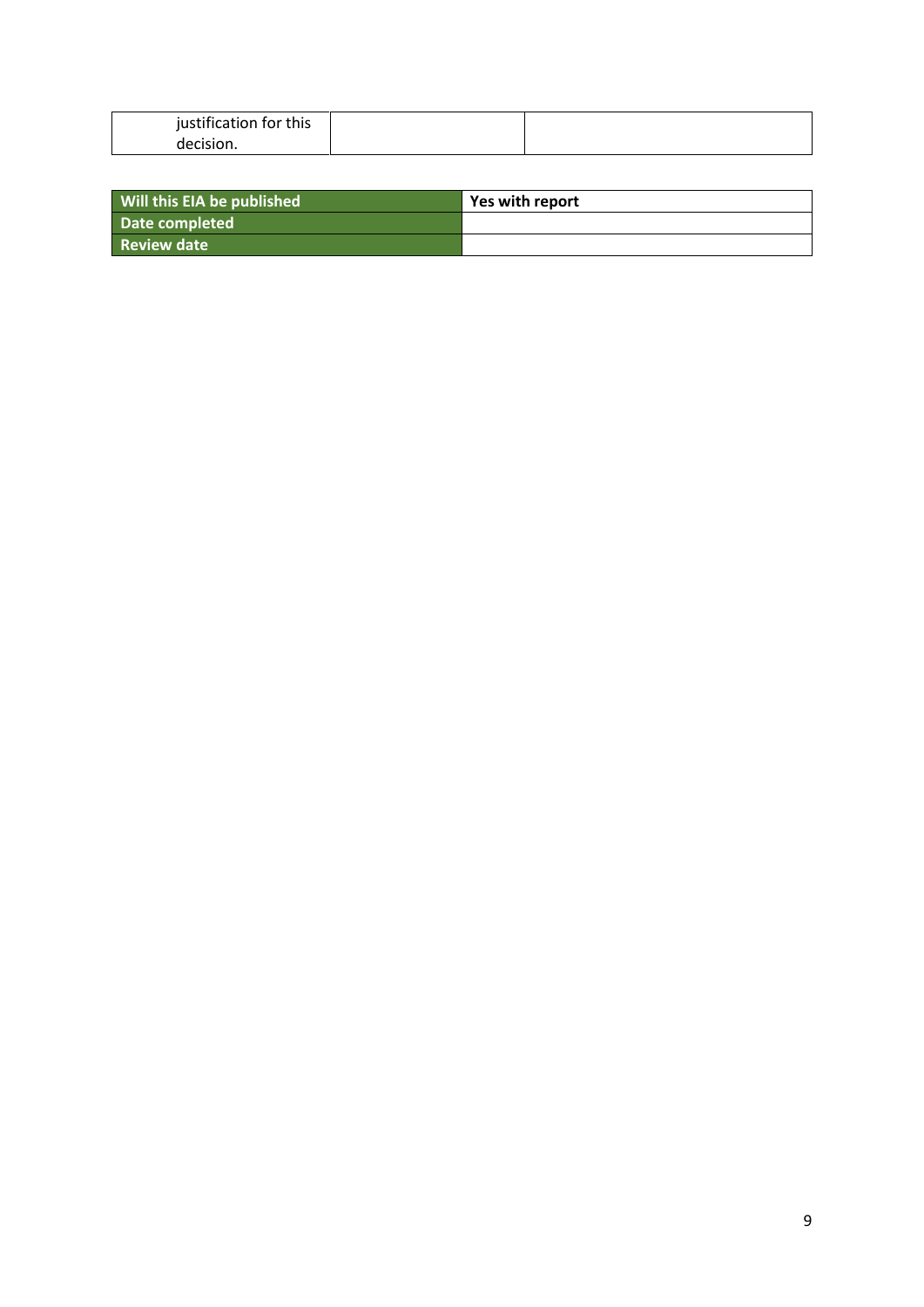| | | |
|---|---|---|
| justification for this decision. | | |

| | |
|---|---|
| **Will this EIA be published** | **Yes with report** |
| **Date completed** | |
| **Review date** | |